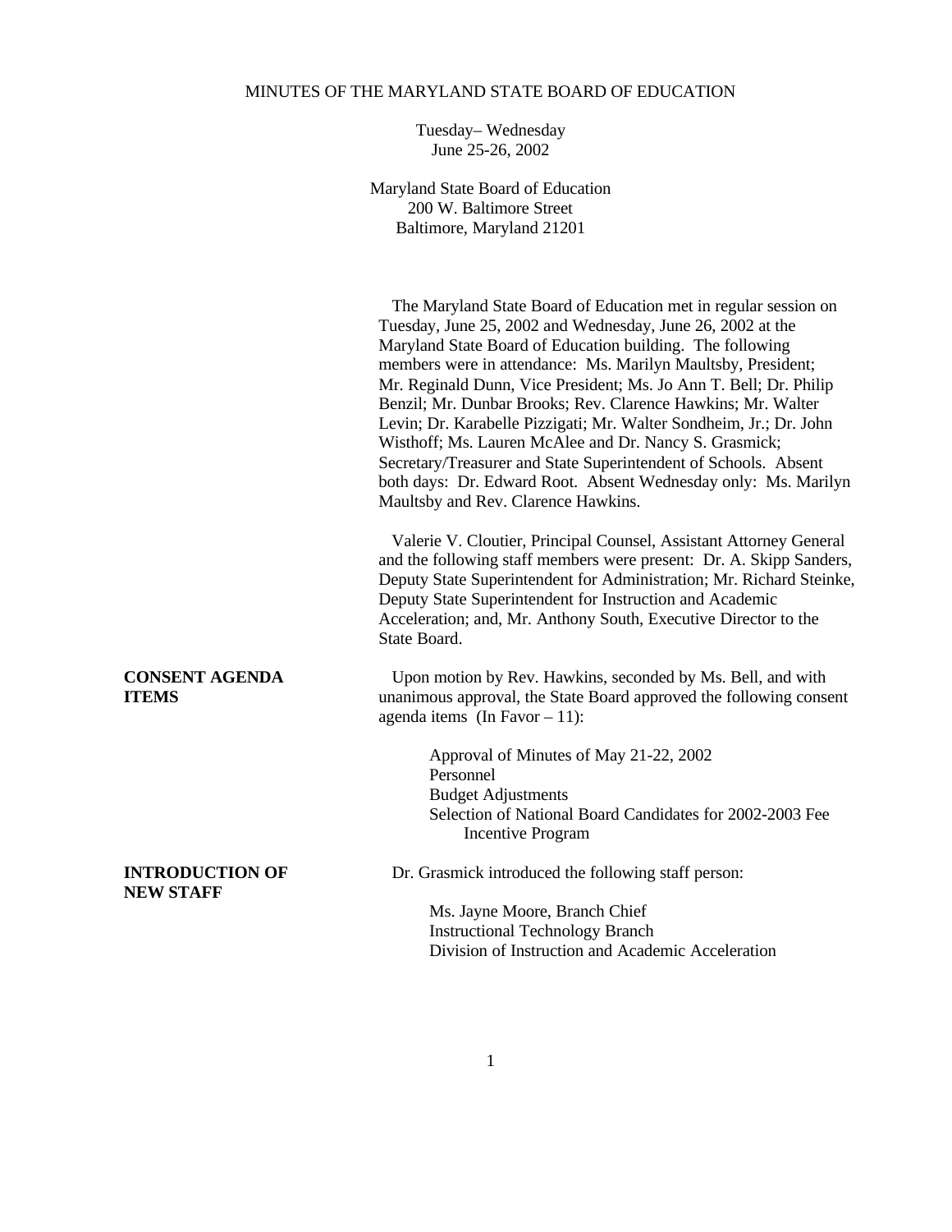# MINUTES OF THE MARYLAND STATE BOARD OF EDUCATION

Tuesday– Wednesday
June 25-26, 2002

Maryland State Board of Education
200 W. Baltimore Street
Baltimore, Maryland 21201

The Maryland State Board of Education met in regular session on Tuesday, June 25, 2002 and Wednesday, June 26, 2002 at the Maryland State Board of Education building. The following members were in attendance: Ms. Marilyn Maultsby, President; Mr. Reginald Dunn, Vice President; Ms. Jo Ann T. Bell; Dr. Philip Benzil; Mr. Dunbar Brooks; Rev. Clarence Hawkins; Mr. Walter Levin; Dr. Karabelle Pizzigati; Mr. Walter Sondheim, Jr.; Dr. John Wisthoff; Ms. Lauren McAlee and Dr. Nancy S. Grasmick; Secretary/Treasurer and State Superintendent of Schools. Absent both days: Dr. Edward Root. Absent Wednesday only: Ms. Marilyn Maultsby and Rev. Clarence Hawkins.

Valerie V. Cloutier, Principal Counsel, Assistant Attorney General and the following staff members were present: Dr. A. Skipp Sanders, Deputy State Superintendent for Administration; Mr. Richard Steinke, Deputy State Superintendent for Instruction and Academic Acceleration; and, Mr. Anthony South, Executive Director to the State Board.

**CONSENT AGENDA ITEMS**

Upon motion by Rev. Hawkins, seconded by Ms. Bell, and with unanimous approval, the State Board approved the following consent agenda items (In Favor – 11):

- Approval of Minutes of May 21-22, 2002
- Personnel
- Budget Adjustments
- Selection of National Board Candidates for 2002-2003 Fee Incentive Program

**INTRODUCTION OF NEW STAFF**

Dr. Grasmick introduced the following staff person:

Ms. Jayne Moore, Branch Chief
Instructional Technology Branch
Division of Instruction and Academic Acceleration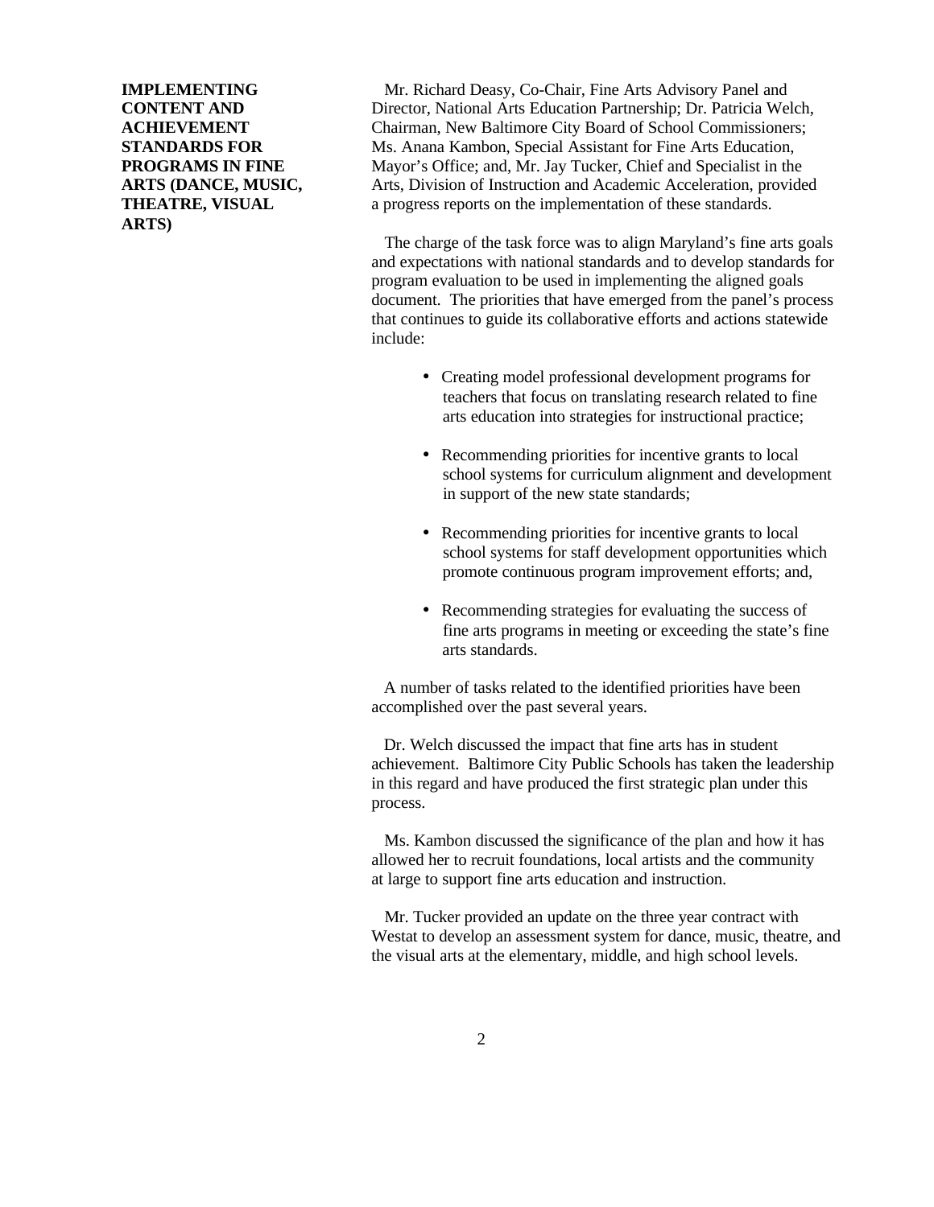**IMPLEMENTING CONTENT AND ACHIEVEMENT STANDARDS FOR PROGRAMS IN FINE ARTS (DANCE, MUSIC, THEATRE, VISUAL ARTS)**

Mr. Richard Deasy, Co-Chair, Fine Arts Advisory Panel and Director, National Arts Education Partnership; Dr. Patricia Welch, Chairman, New Baltimore City Board of School Commissioners; Ms. Anana Kambon, Special Assistant for Fine Arts Education, Mayor's Office; and, Mr. Jay Tucker, Chief and Specialist in the Arts, Division of Instruction and Academic Acceleration, provided a progress reports on the implementation of these standards.

The charge of the task force was to align Maryland's fine arts goals and expectations with national standards and to develop standards for program evaluation to be used in implementing the aligned goals document. The priorities that have emerged from the panel's process that continues to guide its collaborative efforts and actions statewide include:

- Creating model professional development programs for teachers that focus on translating research related to fine arts education into strategies for instructional practice;
- Recommending priorities for incentive grants to local school systems for curriculum alignment and development in support of the new state standards;
- Recommending priorities for incentive grants to local school systems for staff development opportunities which promote continuous program improvement efforts; and,
- Recommending strategies for evaluating the success of fine arts programs in meeting or exceeding the state's fine arts standards.

A number of tasks related to the identified priorities have been accomplished over the past several years.

Dr. Welch discussed the impact that fine arts has in student achievement. Baltimore City Public Schools has taken the leadership in this regard and have produced the first strategic plan under this process.

Ms. Kambon discussed the significance of the plan and how it has allowed her to recruit foundations, local artists and the community at large to support fine arts education and instruction.

Mr. Tucker provided an update on the three year contract with Westat to develop an assessment system for dance, music, theatre, and the visual arts at the elementary, middle, and high school levels.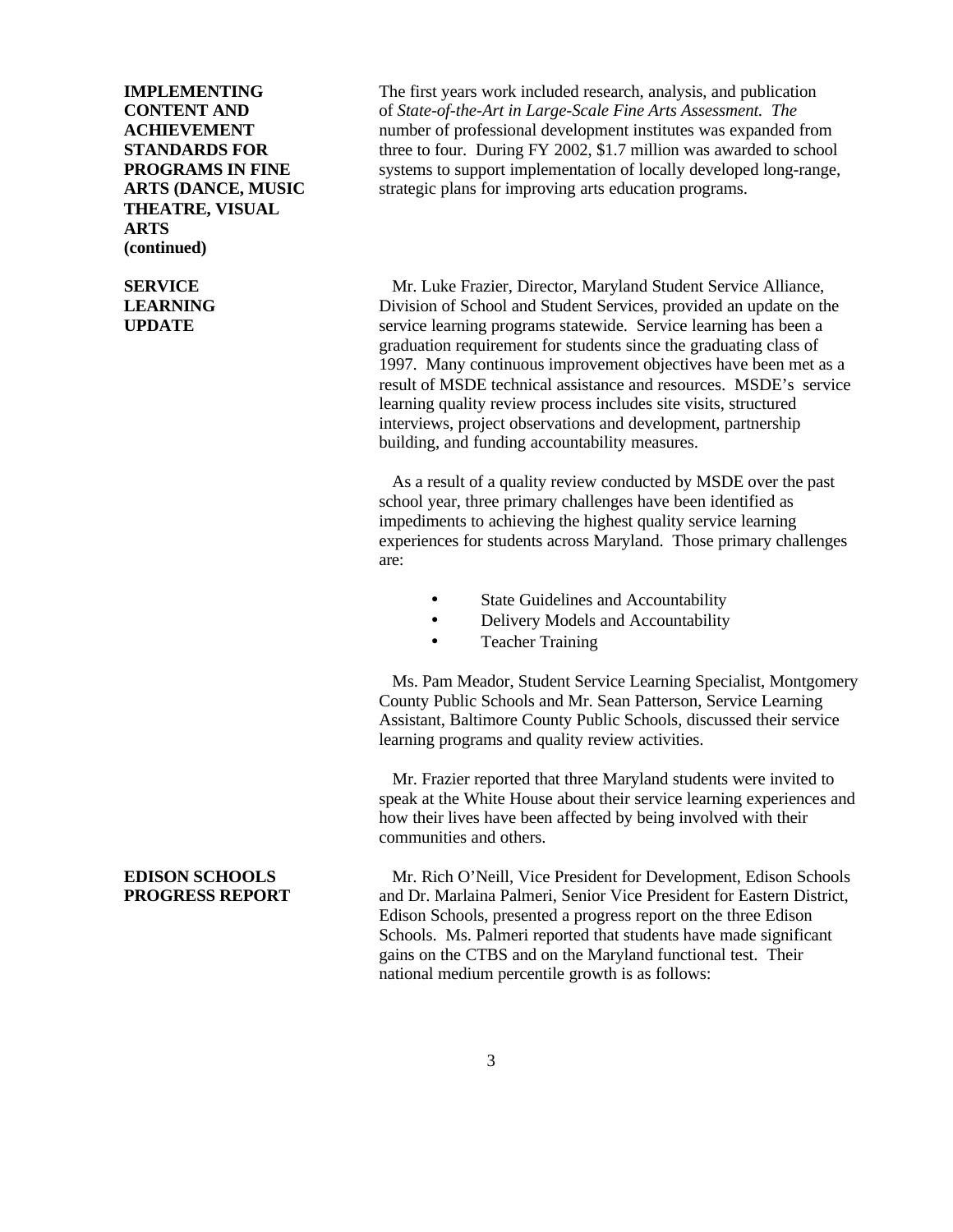**IMPLEMENTING CONTENT AND ACHIEVEMENT STANDARDS FOR PROGRAMS IN FINE ARTS (DANCE, MUSIC THEATRE, VISUAL ARTS (continued)**

The first years work included research, analysis, and publication of *State-of-the-Art in Large-Scale Fine Arts Assessment. The* number of professional development institutes was expanded from three to four. During FY 2002, $1.7 million was awarded to school systems to support implementation of locally developed long-range, strategic plans for improving arts education programs.

**SERVICE LEARNING UPDATE**

Mr. Luke Frazier, Director, Maryland Student Service Alliance, Division of School and Student Services, provided an update on the service learning programs statewide. Service learning has been a graduation requirement for students since the graduating class of 1997. Many continuous improvement objectives have been met as a result of MSDE technical assistance and resources. MSDE's service learning quality review process includes site visits, structured interviews, project observations and development, partnership building, and funding accountability measures.

As a result of a quality review conducted by MSDE over the past school year, three primary challenges have been identified as impediments to achieving the highest quality service learning experiences for students across Maryland. Those primary challenges are:

- State Guidelines and Accountability
- Delivery Models and Accountability
- Teacher Training

Ms. Pam Meador, Student Service Learning Specialist, Montgomery County Public Schools and Mr. Sean Patterson, Service Learning Assistant, Baltimore County Public Schools, discussed their service learning programs and quality review activities.

Mr. Frazier reported that three Maryland students were invited to speak at the White House about their service learning experiences and how their lives have been affected by being involved with their communities and others.

**EDISON SCHOOLS PROGRESS REPORT**

Mr. Rich O'Neill, Vice President for Development, Edison Schools and Dr. Marlaina Palmeri, Senior Vice President for Eastern District, Edison Schools, presented a progress report on the three Edison Schools. Ms. Palmeri reported that students have made significant gains on the CTBS and on the Maryland functional test. Their national medium percentile growth is as follows: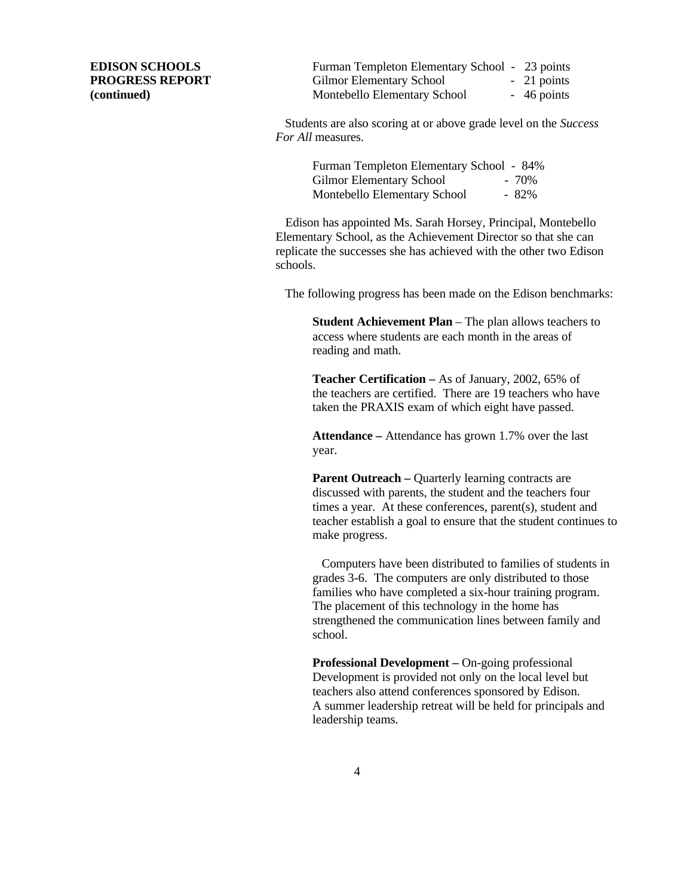**EDISON SCHOOLS PROGRESS REPORT (continued)**

| School | Points |
| --- | --- |
| Furman Templeton Elementary School | 23 points |
| Gilmor Elementary School | 21 points |
| Montebello Elementary School | 46 points |

Students are also scoring at or above grade level on the *Success For All* measures.

| School | Percent |
| --- | --- |
| Furman Templeton Elementary School | 84% |
| Gilmor Elementary School | 70% |
| Montebello Elementary School | 82% |

Edison has appointed Ms. Sarah Horsey, Principal, Montebello Elementary School, as the Achievement Director so that she can replicate the successes she has achieved with the other two Edison schools.

The following progress has been made on the Edison benchmarks:

**Student Achievement Plan** – The plan allows teachers to access where students are each month in the areas of reading and math.

**Teacher Certification –** As of January, 2002, 65% of the teachers are certified. There are 19 teachers who have taken the PRAXIS exam of which eight have passed.

**Attendance –** Attendance has grown 1.7% over the last year.

**Parent Outreach –** Quarterly learning contracts are discussed with parents, the student and the teachers four times a year. At these conferences, parent(s), student and teacher establish a goal to ensure that the student continues to make progress.

Computers have been distributed to families of students in grades 3-6. The computers are only distributed to those families who have completed a six-hour training program. The placement of this technology in the home has strengthened the communication lines between family and school.

**Professional Development –** On-going professional Development is provided not only on the local level but teachers also attend conferences sponsored by Edison. A summer leadership retreat will be held for principals and leadership teams.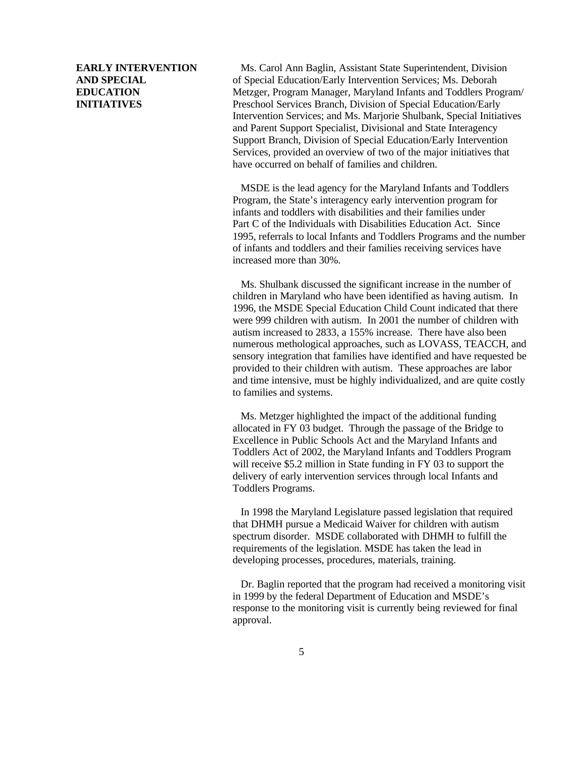**EARLY INTERVENTION AND SPECIAL EDUCATION INITIATIVES**

Ms. Carol Ann Baglin, Assistant State Superintendent, Division of Special Education/Early Intervention Services; Ms. Deborah Metzger, Program Manager, Maryland Infants and Toddlers Program/ Preschool Services Branch, Division of Special Education/Early Intervention Services; and Ms. Marjorie Shulbank, Special Initiatives and Parent Support Specialist, Divisional and State Interagency Support Branch, Division of Special Education/Early Intervention Services, provided an overview of two of the major initiatives that have occurred on behalf of families and children.

MSDE is the lead agency for the Maryland Infants and Toddlers Program, the State's interagency early intervention program for infants and toddlers with disabilities and their families under Part C of the Individuals with Disabilities Education Act. Since 1995, referrals to local Infants and Toddlers Programs and the number of infants and toddlers and their families receiving services have increased more than 30%.

Ms. Shulbank discussed the significant increase in the number of children in Maryland who have been identified as having autism. In 1996, the MSDE Special Education Child Count indicated that there were 999 children with autism. In 2001 the number of children with autism increased to 2833, a 155% increase. There have also been numerous methological approaches, such as LOVASS, TEACCH, and sensory integration that families have identified and have requested be provided to their children with autism. These approaches are labor and time intensive, must be highly individualized, and are quite costly to families and systems.

Ms. Metzger highlighted the impact of the additional funding allocated in FY 03 budget. Through the passage of the Bridge to Excellence in Public Schools Act and the Maryland Infants and Toddlers Act of 2002, the Maryland Infants and Toddlers Program will receive $5.2 million in State funding in FY 03 to support the delivery of early intervention services through local Infants and Toddlers Programs.

In 1998 the Maryland Legislature passed legislation that required that DHMH pursue a Medicaid Waiver for children with autism spectrum disorder. MSDE collaborated with DHMH to fulfill the requirements of the legislation. MSDE has taken the lead in developing processes, procedures, materials, training.

Dr. Baglin reported that the program had received a monitoring visit in 1999 by the federal Department of Education and MSDE's response to the monitoring visit is currently being reviewed for final approval.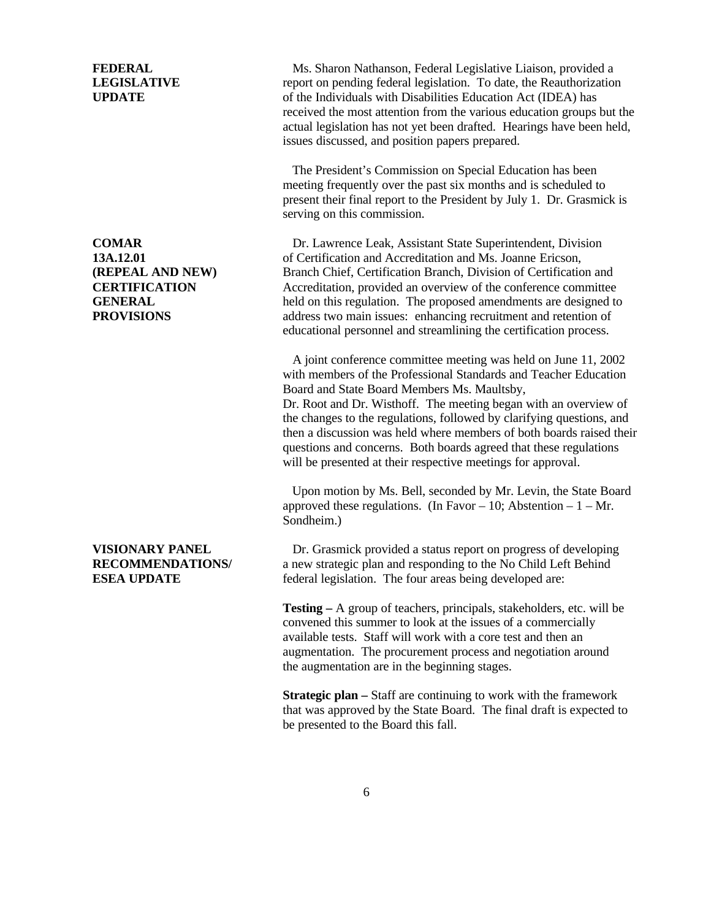**FEDERAL LEGISLATIVE UPDATE**

Ms. Sharon Nathanson, Federal Legislative Liaison, provided a report on pending federal legislation. To date, the Reauthorization of the Individuals with Disabilities Education Act (IDEA) has received the most attention from the various education groups but the actual legislation has not yet been drafted. Hearings have been held, issues discussed, and position papers prepared.

The President's Commission on Special Education has been meeting frequently over the past six months and is scheduled to present their final report to the President by July 1. Dr. Grasmick is serving on this commission.

**COMAR 13A.12.01 (REPEAL AND NEW) CERTIFICATION GENERAL PROVISIONS**

Dr. Lawrence Leak, Assistant State Superintendent, Division of Certification and Accreditation and Ms. Joanne Ericson, Branch Chief, Certification Branch, Division of Certification and Accreditation, provided an overview of the conference committee held on this regulation. The proposed amendments are designed to address two main issues: enhancing recruitment and retention of educational personnel and streamlining the certification process.

A joint conference committee meeting was held on June 11, 2002 with members of the Professional Standards and Teacher Education Board and State Board Members Ms. Maultsby, Dr. Root and Dr. Wisthoff. The meeting began with an overview of the changes to the regulations, followed by clarifying questions, and then a discussion was held where members of both boards raised their questions and concerns. Both boards agreed that these regulations will be presented at their respective meetings for approval.

Upon motion by Ms. Bell, seconded by Mr. Levin, the State Board approved these regulations. (In Favor – 10; Abstention – 1 – Mr. Sondheim.)

**VISIONARY PANEL RECOMMENDATIONS/ ESEA UPDATE**

Dr. Grasmick provided a status report on progress of developing a new strategic plan and responding to the No Child Left Behind federal legislation. The four areas being developed are:

**Testing –** A group of teachers, principals, stakeholders, etc. will be convened this summer to look at the issues of a commercially available tests. Staff will work with a core test and then an augmentation. The procurement process and negotiation around the augmentation are in the beginning stages.

**Strategic plan –** Staff are continuing to work with the framework that was approved by the State Board. The final draft is expected to be presented to the Board this fall.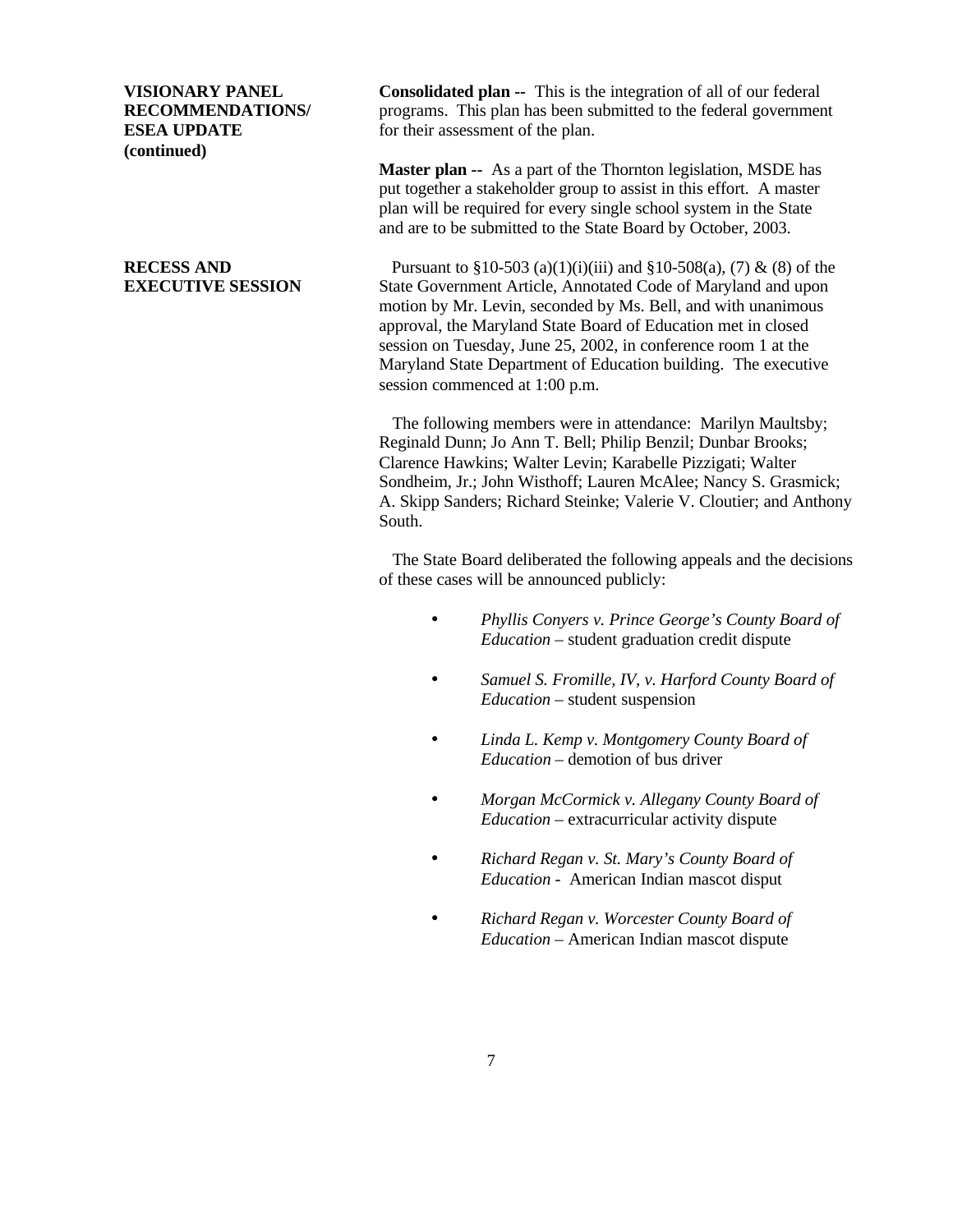**VISIONARY PANEL RECOMMENDATIONS/ ESEA UPDATE (continued)**

**Consolidated plan --** This is the integration of all of our federal programs. This plan has been submitted to the federal government for their assessment of the plan.

**Master plan --** As a part of the Thornton legislation, MSDE has put together a stakeholder group to assist in this effort. A master plan will be required for every single school system in the State and are to be submitted to the State Board by October, 2003.

**RECESS AND EXECUTIVE SESSION**

Pursuant to §10-503 (a)(1)(i)(iii) and §10-508(a), (7) & (8) of the State Government Article, Annotated Code of Maryland and upon motion by Mr. Levin, seconded by Ms. Bell, and with unanimous approval, the Maryland State Board of Education met in closed session on Tuesday, June 25, 2002, in conference room 1 at the Maryland State Department of Education building. The executive session commenced at 1:00 p.m.

The following members were in attendance: Marilyn Maultsby; Reginald Dunn; Jo Ann T. Bell; Philip Benzil; Dunbar Brooks; Clarence Hawkins; Walter Levin; Karabelle Pizzigati; Walter Sondheim, Jr.; John Wisthoff; Lauren McAlee; Nancy S. Grasmick; A. Skipp Sanders; Richard Steinke; Valerie V. Cloutier; and Anthony South.

The State Board deliberated the following appeals and the decisions of these cases will be announced publicly:

- *Phyllis Conyers v. Prince George's County Board of Education* – student graduation credit dispute
- *Samuel S. Fromille, IV, v. Harford County Board of Education* – student suspension
- *Linda L. Kemp v. Montgomery County Board of Education* – demotion of bus driver
- *Morgan McCormick v. Allegany County Board of Education* – extracurricular activity dispute
- *Richard Regan v. St. Mary's County Board of Education* - American Indian mascot disput
- *Richard Regan v. Worcester County Board of Education* – American Indian mascot dispute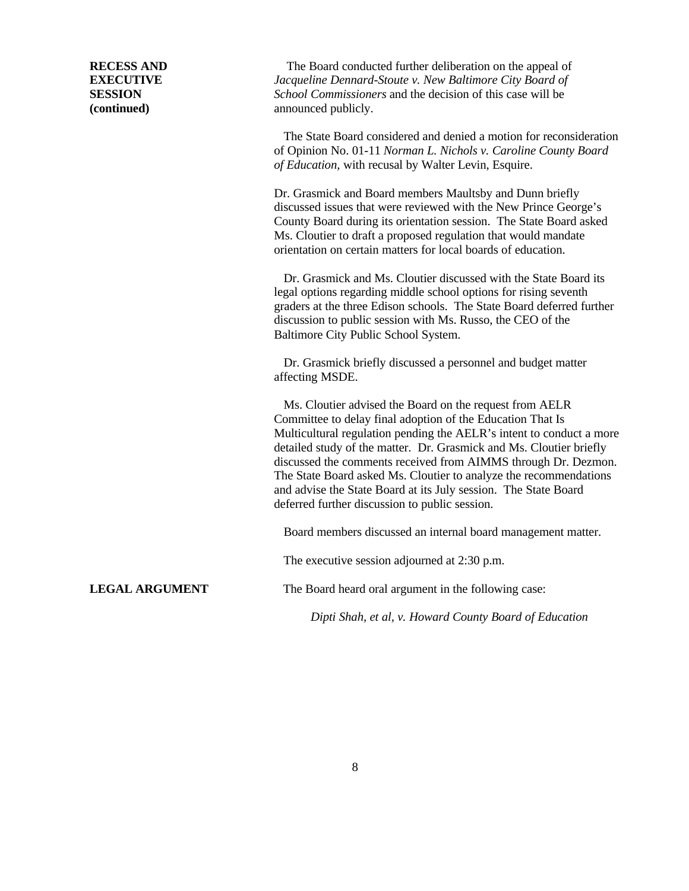**RECESS AND EXECUTIVE SESSION (continued)**

The Board conducted further deliberation on the appeal of *Jacqueline Dennard-Stoute v. New Baltimore City Board of School Commissioners* and the decision of this case will be announced publicly.

The State Board considered and denied a motion for reconsideration of Opinion No. 01-11 *Norman L. Nichols v. Caroline County Board of Education,* with recusal by Walter Levin, Esquire.

Dr. Grasmick and Board members Maultsby and Dunn briefly discussed issues that were reviewed with the New Prince George's County Board during its orientation session. The State Board asked Ms. Cloutier to draft a proposed regulation that would mandate orientation on certain matters for local boards of education.

Dr. Grasmick and Ms. Cloutier discussed with the State Board its legal options regarding middle school options for rising seventh graders at the three Edison schools. The State Board deferred further discussion to public session with Ms. Russo, the CEO of the Baltimore City Public School System.

Dr. Grasmick briefly discussed a personnel and budget matter affecting MSDE.

Ms. Cloutier advised the Board on the request from AELR Committee to delay final adoption of the Education That Is Multicultural regulation pending the AELR's intent to conduct a more detailed study of the matter. Dr. Grasmick and Ms. Cloutier briefly discussed the comments received from AIMMS through Dr. Dezmon. The State Board asked Ms. Cloutier to analyze the recommendations and advise the State Board at its July session. The State Board deferred further discussion to public session.

Board members discussed an internal board management matter.

The executive session adjourned at 2:30 p.m.

**LEGAL ARGUMENT**

The Board heard oral argument in the following case:

*Dipti Shah, et al, v. Howard County Board of Education*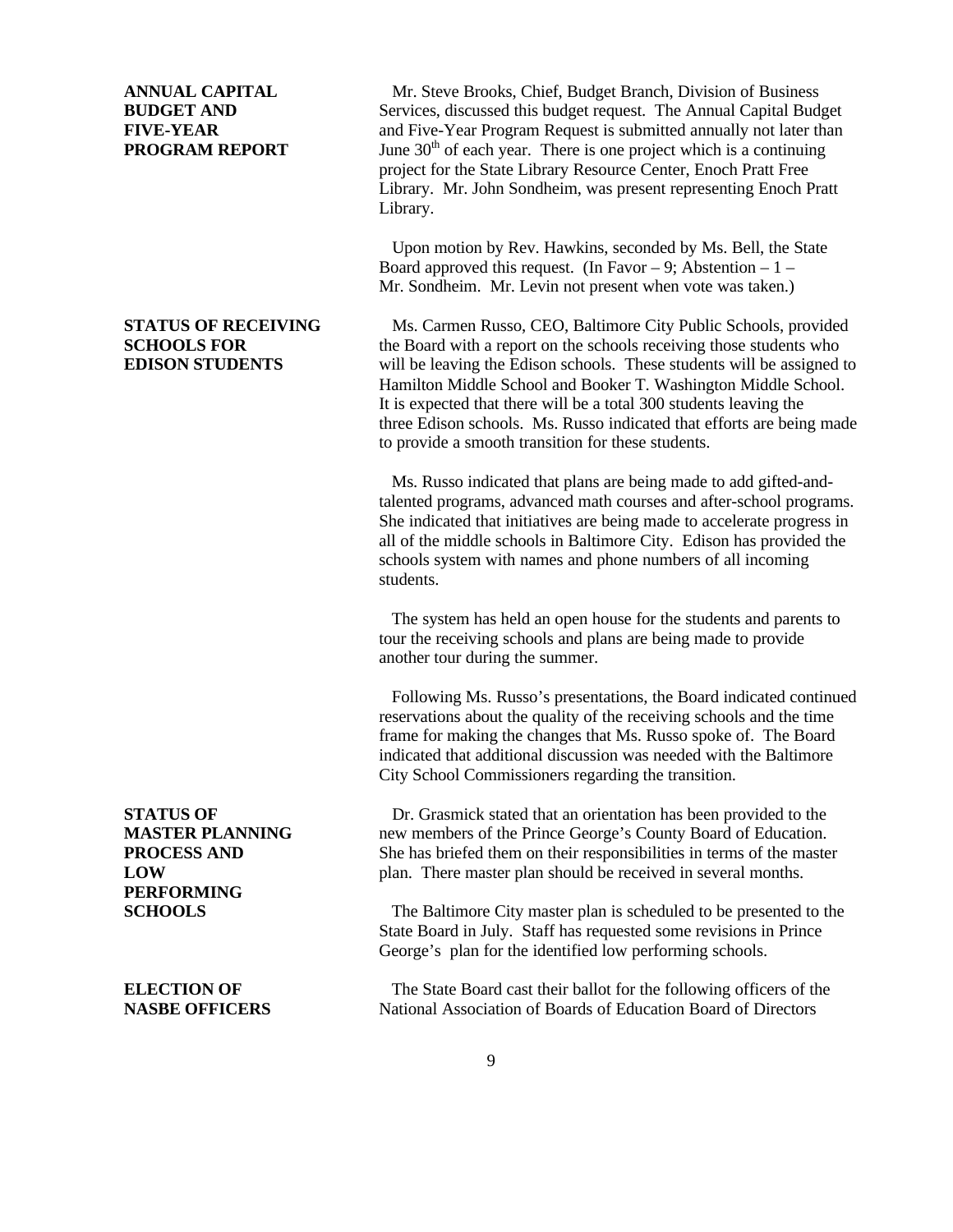**ANNUAL CAPITAL BUDGET AND FIVE-YEAR PROGRAM REPORT**

Mr. Steve Brooks, Chief, Budget Branch, Division of Business Services, discussed this budget request. The Annual Capital Budget and Five-Year Program Request is submitted annually not later than June 30th of each year. There is one project which is a continuing project for the State Library Resource Center, Enoch Pratt Free Library. Mr. John Sondheim, was present representing Enoch Pratt Library.

Upon motion by Rev. Hawkins, seconded by Ms. Bell, the State Board approved this request. (In Favor – 9; Abstention – 1 – Mr. Sondheim. Mr. Levin not present when vote was taken.)

**STATUS OF RECEIVING SCHOOLS FOR EDISON STUDENTS**

Ms. Carmen Russo, CEO, Baltimore City Public Schools, provided the Board with a report on the schools receiving those students who will be leaving the Edison schools. These students will be assigned to Hamilton Middle School and Booker T. Washington Middle School. It is expected that there will be a total 300 students leaving the three Edison schools. Ms. Russo indicated that efforts are being made to provide a smooth transition for these students.

Ms. Russo indicated that plans are being made to add gifted-and-talented programs, advanced math courses and after-school programs. She indicated that initiatives are being made to accelerate progress in all of the middle schools in Baltimore City. Edison has provided the schools system with names and phone numbers of all incoming students.

The system has held an open house for the students and parents to tour the receiving schools and plans are being made to provide another tour during the summer.

Following Ms. Russo's presentations, the Board indicated continued reservations about the quality of the receiving schools and the time frame for making the changes that Ms. Russo spoke of. The Board indicated that additional discussion was needed with the Baltimore City School Commissioners regarding the transition.

**STATUS OF MASTER PLANNING PROCESS AND LOW PERFORMING SCHOOLS**

Dr. Grasmick stated that an orientation has been provided to the new members of the Prince George's County Board of Education. She has briefed them on their responsibilities in terms of the master plan. There master plan should be received in several months.

The Baltimore City master plan is scheduled to be presented to the State Board in July. Staff has requested some revisions in Prince George's plan for the identified low performing schools.

**ELECTION OF NASBE OFFICERS**

The State Board cast their ballot for the following officers of the National Association of Boards of Education Board of Directors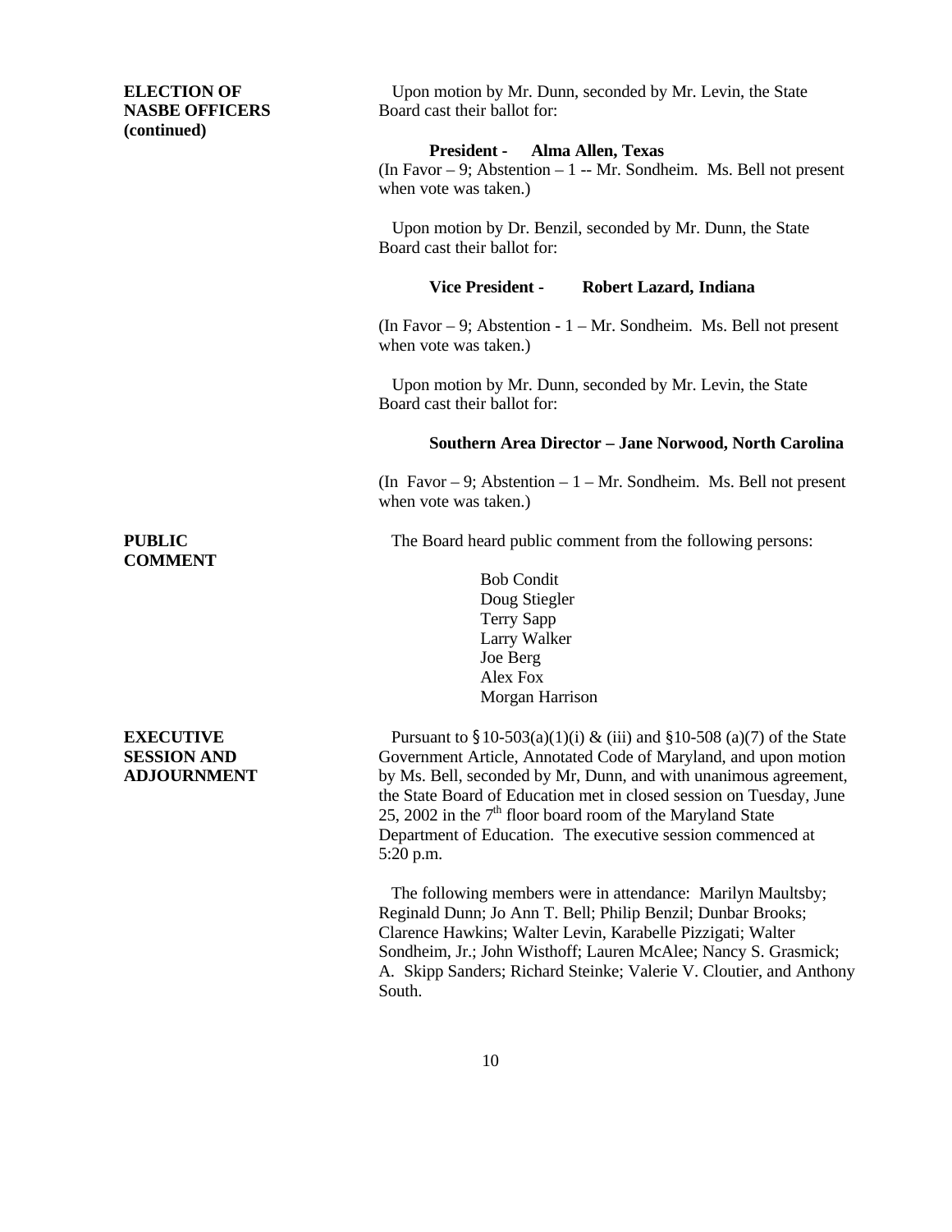**ELECTION OF NASBE OFFICERS (continued)**

Upon motion by Mr. Dunn, seconded by Mr. Levin, the State Board cast their ballot for:

**President - Alma Allen, Texas**

(In Favor – 9; Abstention – 1 -- Mr. Sondheim. Ms. Bell not present when vote was taken.)

Upon motion by Dr. Benzil, seconded by Mr. Dunn, the State Board cast their ballot for:

**Vice President - Robert Lazard, Indiana**

(In Favor – 9; Abstention - 1 – Mr. Sondheim. Ms. Bell not present when vote was taken.)

Upon motion by Mr. Dunn, seconded by Mr. Levin, the State Board cast their ballot for:

**Southern Area Director – Jane Norwood, North Carolina**

(In Favor – 9; Abstention – 1 – Mr. Sondheim. Ms. Bell not present when vote was taken.)

**PUBLIC COMMENT**

The Board heard public comment from the following persons:

Bob Condit
Doug Stiegler
Terry Sapp
Larry Walker
Joe Berg
Alex Fox
Morgan Harrison

**EXECUTIVE SESSION AND ADJOURNMENT**

Pursuant to §10-503(a)(1)(i) & (iii) and §10-508 (a)(7) of the State Government Article, Annotated Code of Maryland, and upon motion by Ms. Bell, seconded by Mr, Dunn, and with unanimous agreement, the State Board of Education met in closed session on Tuesday, June 25, 2002 in the 7th floor board room of the Maryland State Department of Education. The executive session commenced at 5:20 p.m.

The following members were in attendance: Marilyn Maultsby; Reginald Dunn; Jo Ann T. Bell; Philip Benzil; Dunbar Brooks; Clarence Hawkins; Walter Levin, Karabelle Pizzigati; Walter Sondheim, Jr.; John Wisthoff; Lauren McAlee; Nancy S. Grasmick; A. Skipp Sanders; Richard Steinke; Valerie V. Cloutier, and Anthony South.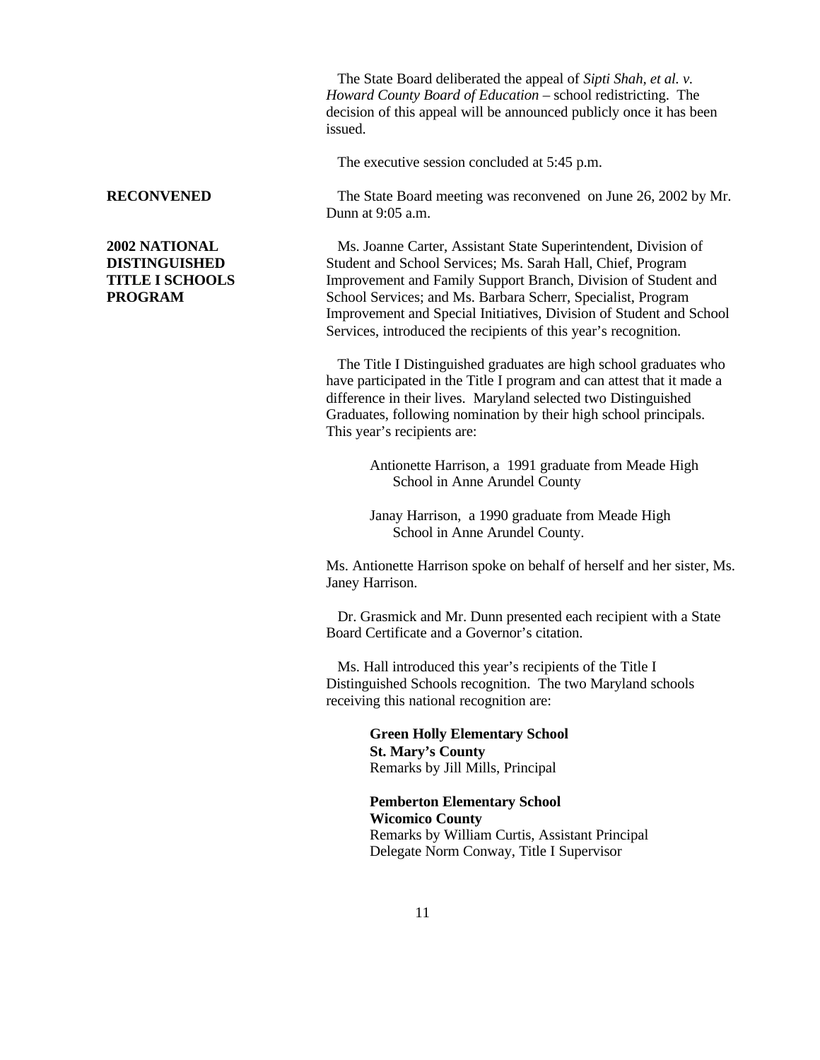The State Board deliberated the appeal of *Sipti Shah, et al. v. Howard County Board of Education* – school redistricting. The decision of this appeal will be announced publicly once it has been issued.

The executive session concluded at 5:45 p.m.

**RECONVENED**

The State Board meeting was reconvened on June 26, 2002 by Mr. Dunn at 9:05 a.m.

**2002 NATIONAL DISTINGUISHED TITLE I SCHOOLS PROGRAM**

Ms. Joanne Carter, Assistant State Superintendent, Division of Student and School Services; Ms. Sarah Hall, Chief, Program Improvement and Family Support Branch, Division of Student and School Services; and Ms. Barbara Scherr, Specialist, Program Improvement and Special Initiatives, Division of Student and School Services, introduced the recipients of this year's recognition.

The Title I Distinguished graduates are high school graduates who have participated in the Title I program and can attest that it made a difference in their lives. Maryland selected two Distinguished Graduates, following nomination by their high school principals. This year's recipients are:

Antionette Harrison, a 1991 graduate from Meade High School in Anne Arundel County

Janay Harrison, a 1990 graduate from Meade High School in Anne Arundel County.

Ms. Antionette Harrison spoke on behalf of herself and her sister, Ms. Janey Harrison.

Dr. Grasmick and Mr. Dunn presented each recipient with a State Board Certificate and a Governor's citation.

Ms. Hall introduced this year's recipients of the Title I Distinguished Schools recognition. The two Maryland schools receiving this national recognition are:

**Green Holly Elementary School**
**St. Mary's County**
Remarks by Jill Mills, Principal

**Pemberton Elementary School**
**Wicomico County**
Remarks by William Curtis, Assistant Principal
Delegate Norm Conway, Title I Supervisor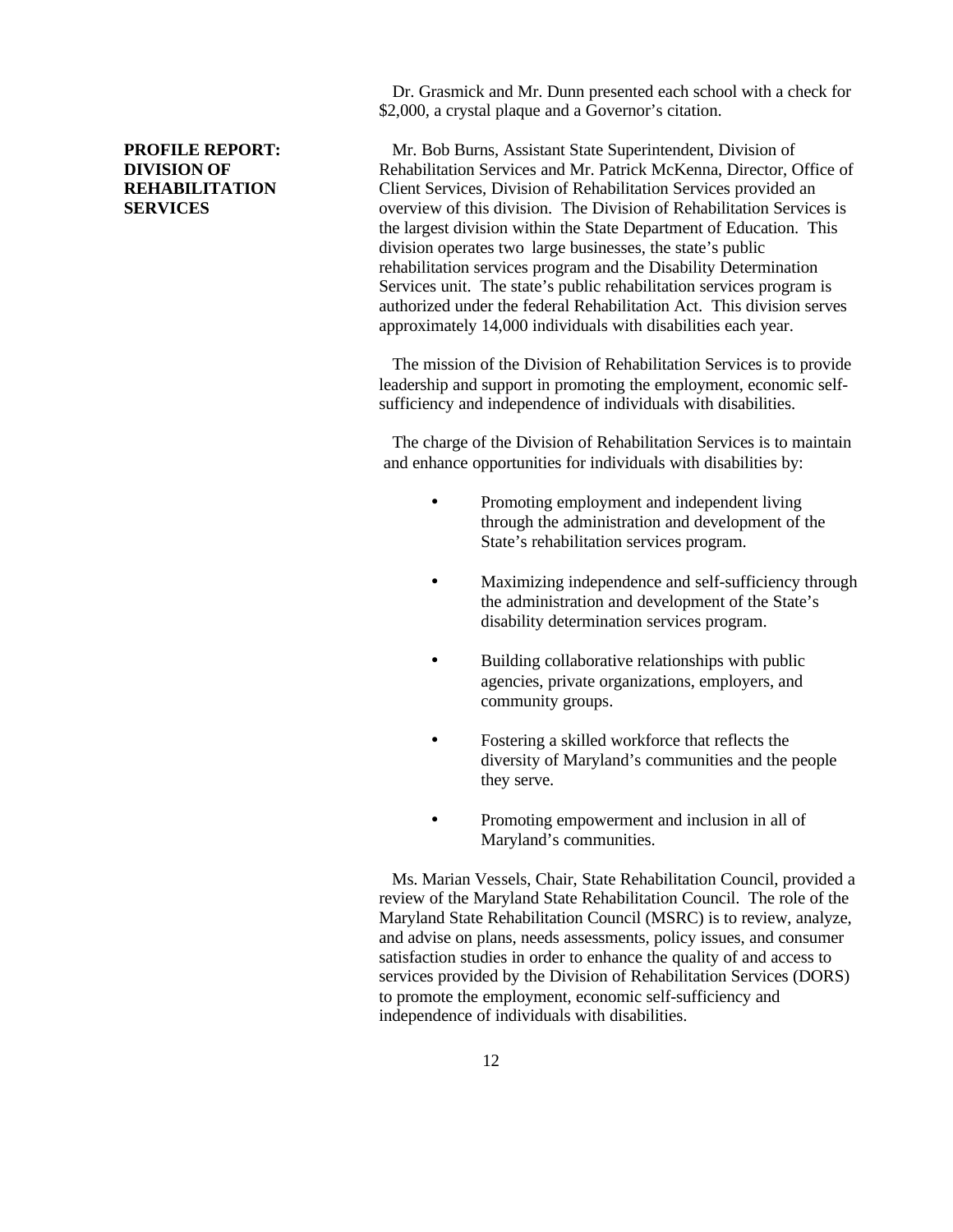Dr. Grasmick and Mr. Dunn presented each school with a check for $2,000, a crystal plaque and a Governor's citation.

**PROFILE REPORT: DIVISION OF REHABILITATION SERVICES**

Mr. Bob Burns, Assistant State Superintendent, Division of Rehabilitation Services and Mr. Patrick McKenna, Director, Office of Client Services, Division of Rehabilitation Services provided an overview of this division. The Division of Rehabilitation Services is the largest division within the State Department of Education. This division operates two large businesses, the state's public rehabilitation services program and the Disability Determination Services unit. The state's public rehabilitation services program is authorized under the federal Rehabilitation Act. This division serves approximately 14,000 individuals with disabilities each year.

The mission of the Division of Rehabilitation Services is to provide leadership and support in promoting the employment, economic self-sufficiency and independence of individuals with disabilities.

The charge of the Division of Rehabilitation Services is to maintain and enhance opportunities for individuals with disabilities by:

- Promoting employment and independent living through the administration and development of the State's rehabilitation services program.
- Maximizing independence and self-sufficiency through the administration and development of the State's disability determination services program.
- Building collaborative relationships with public agencies, private organizations, employers, and community groups.
- Fostering a skilled workforce that reflects the diversity of Maryland's communities and the people they serve.
- Promoting empowerment and inclusion in all of Maryland's communities.

Ms. Marian Vessels, Chair, State Rehabilitation Council, provided a review of the Maryland State Rehabilitation Council. The role of the Maryland State Rehabilitation Council (MSRC) is to review, analyze, and advise on plans, needs assessments, policy issues, and consumer satisfaction studies in order to enhance the quality of and access to services provided by the Division of Rehabilitation Services (DORS) to promote the employment, economic self-sufficiency and independence of individuals with disabilities.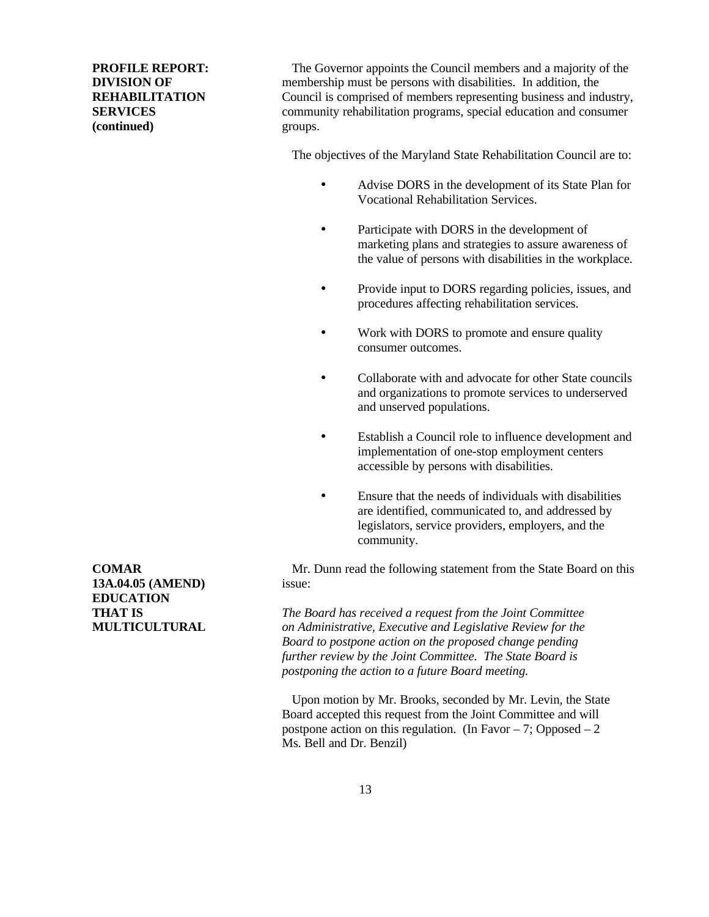**PROFILE REPORT: DIVISION OF REHABILITATION SERVICES (continued)**

The Governor appoints the Council members and a majority of the membership must be persons with disabilities. In addition, the Council is comprised of members representing business and industry, community rehabilitation programs, special education and consumer groups.

The objectives of the Maryland State Rehabilitation Council are to:

- Advise DORS in the development of its State Plan for Vocational Rehabilitation Services.
- Participate with DORS in the development of marketing plans and strategies to assure awareness of the value of persons with disabilities in the workplace.
- Provide input to DORS regarding policies, issues, and procedures affecting rehabilitation services.
- Work with DORS to promote and ensure quality consumer outcomes.
- Collaborate with and advocate for other State councils and organizations to promote services to underserved and unserved populations.
- Establish a Council role to influence development and implementation of one-stop employment centers accessible by persons with disabilities.
- Ensure that the needs of individuals with disabilities are identified, communicated to, and addressed by legislators, service providers, employers, and the community.

**COMAR 13A.04.05 (AMEND) EDUCATION THAT IS MULTICULTURAL**

Mr. Dunn read the following statement from the State Board on this issue:

*The Board has received a request from the Joint Committee on Administrative, Executive and Legislative Review for the Board to postpone action on the proposed change pending further review by the Joint Committee. The State Board is postponing the action to a future Board meeting.*

Upon motion by Mr. Brooks, seconded by Mr. Levin, the State Board accepted this request from the Joint Committee and will postpone action on this regulation. (In Favor – 7; Opposed – 2 Ms. Bell and Dr. Benzil)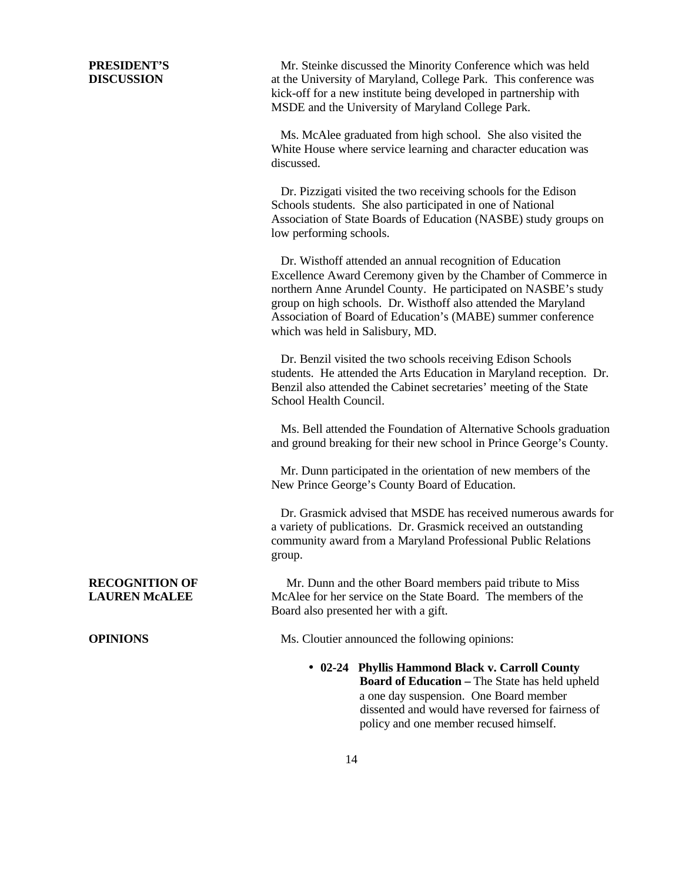**PRESIDENT'S DISCUSSION**

Mr. Steinke discussed the Minority Conference which was held at the University of Maryland, College Park. This conference was kick-off for a new institute being developed in partnership with MSDE and the University of Maryland College Park.

Ms. McAlee graduated from high school. She also visited the White House where service learning and character education was discussed.

Dr. Pizzigati visited the two receiving schools for the Edison Schools students. She also participated in one of National Association of State Boards of Education (NASBE) study groups on low performing schools.

Dr. Wisthoff attended an annual recognition of Education Excellence Award Ceremony given by the Chamber of Commerce in northern Anne Arundel County. He participated on NASBE's study group on high schools. Dr. Wisthoff also attended the Maryland Association of Board of Education's (MABE) summer conference which was held in Salisbury, MD.

Dr. Benzil visited the two schools receiving Edison Schools students. He attended the Arts Education in Maryland reception. Dr. Benzil also attended the Cabinet secretaries' meeting of the State School Health Council.

Ms. Bell attended the Foundation of Alternative Schools graduation and ground breaking for their new school in Prince George's County.

Mr. Dunn participated in the orientation of new members of the New Prince George's County Board of Education.

Dr. Grasmick advised that MSDE has received numerous awards for a variety of publications. Dr. Grasmick received an outstanding community award from a Maryland Professional Public Relations group.

**RECOGNITION OF LAUREN McALEE**

Mr. Dunn and the other Board members paid tribute to Miss McAlee for her service on the State Board. The members of the Board also presented her with a gift.

**OPINIONS**

Ms. Cloutier announced the following opinions:

- **02-24 Phyllis Hammond Black v. Carroll County Board of Education –** The State has held upheld a one day suspension. One Board member dissented and would have reversed for fairness of policy and one member recused himself.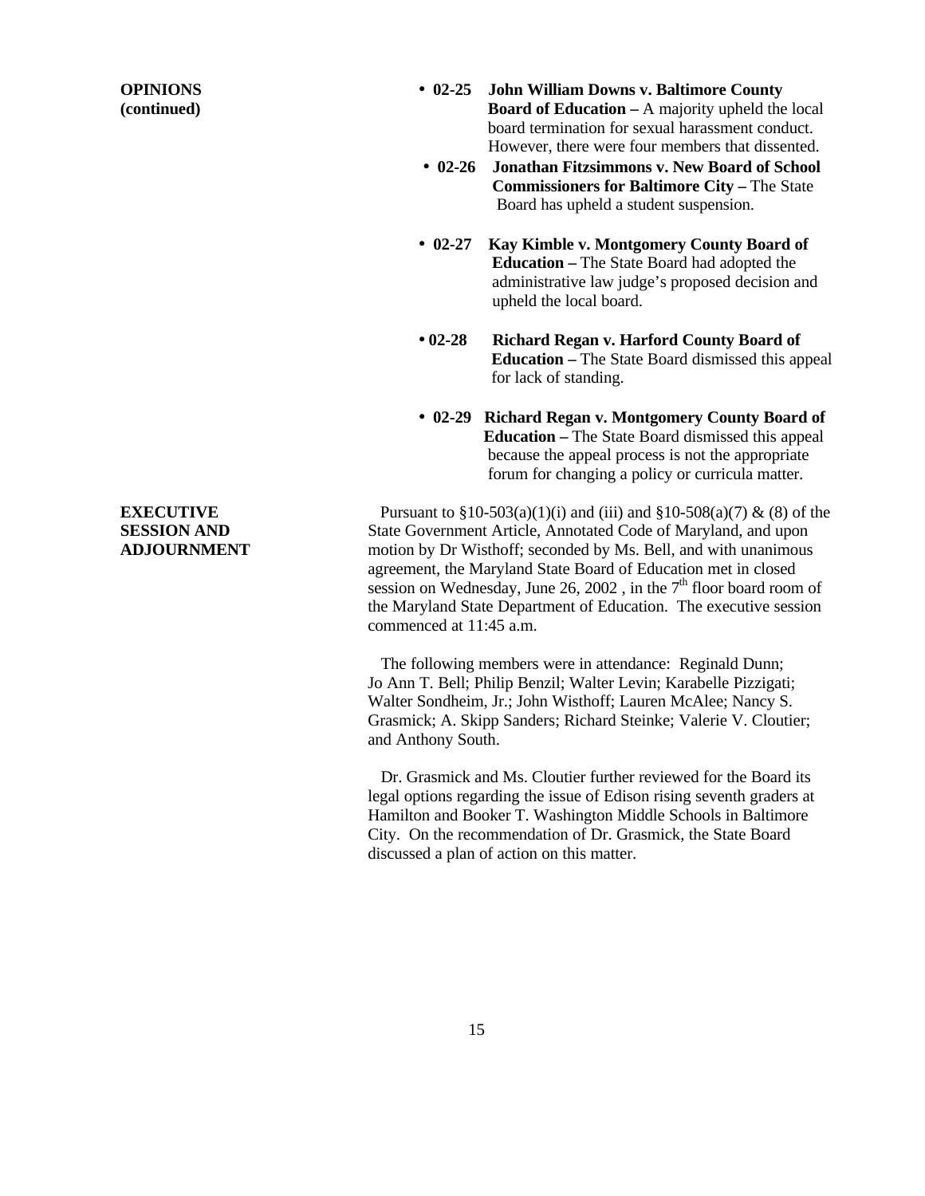**OPINIONS (continued)**

- **02-25 John William Downs v. Baltimore County Board of Education –** A majority upheld the local board termination for sexual harassment conduct. However, there were four members that dissented.
- **02-26 Jonathan Fitzsimmons v. New Board of School Commissioners for Baltimore City –** The State Board has upheld a student suspension.
- **02-27 Kay Kimble v. Montgomery County Board of Education –** The State Board had adopted the administrative law judge's proposed decision and upheld the local board.
- **02-28 Richard Regan v. Harford County Board of Education –** The State Board dismissed this appeal for lack of standing.
- **02-29 Richard Regan v. Montgomery County Board of Education –** The State Board dismissed this appeal because the appeal process is not the appropriate forum for changing a policy or curricula matter.

**EXECUTIVE SESSION AND ADJOURNMENT**

Pursuant to §10-503(a)(1)(i) and (iii) and §10-508(a)(7) & (8) of the State Government Article, Annotated Code of Maryland, and upon motion by Dr Wisthoff; seconded by Ms. Bell, and with unanimous agreement, the Maryland State Board of Education met in closed session on Wednesday, June 26, 2002 , in the 7th floor board room of the Maryland State Department of Education. The executive session commenced at 11:45 a.m.

The following members were in attendance: Reginald Dunn; Jo Ann T. Bell; Philip Benzil; Walter Levin; Karabelle Pizzigati; Walter Sondheim, Jr.; John Wisthoff; Lauren McAlee; Nancy S. Grasmick; A. Skipp Sanders; Richard Steinke; Valerie V. Cloutier; and Anthony South.

Dr. Grasmick and Ms. Cloutier further reviewed for the Board its legal options regarding the issue of Edison rising seventh graders at Hamilton and Booker T. Washington Middle Schools in Baltimore City. On the recommendation of Dr. Grasmick, the State Board discussed a plan of action on this matter.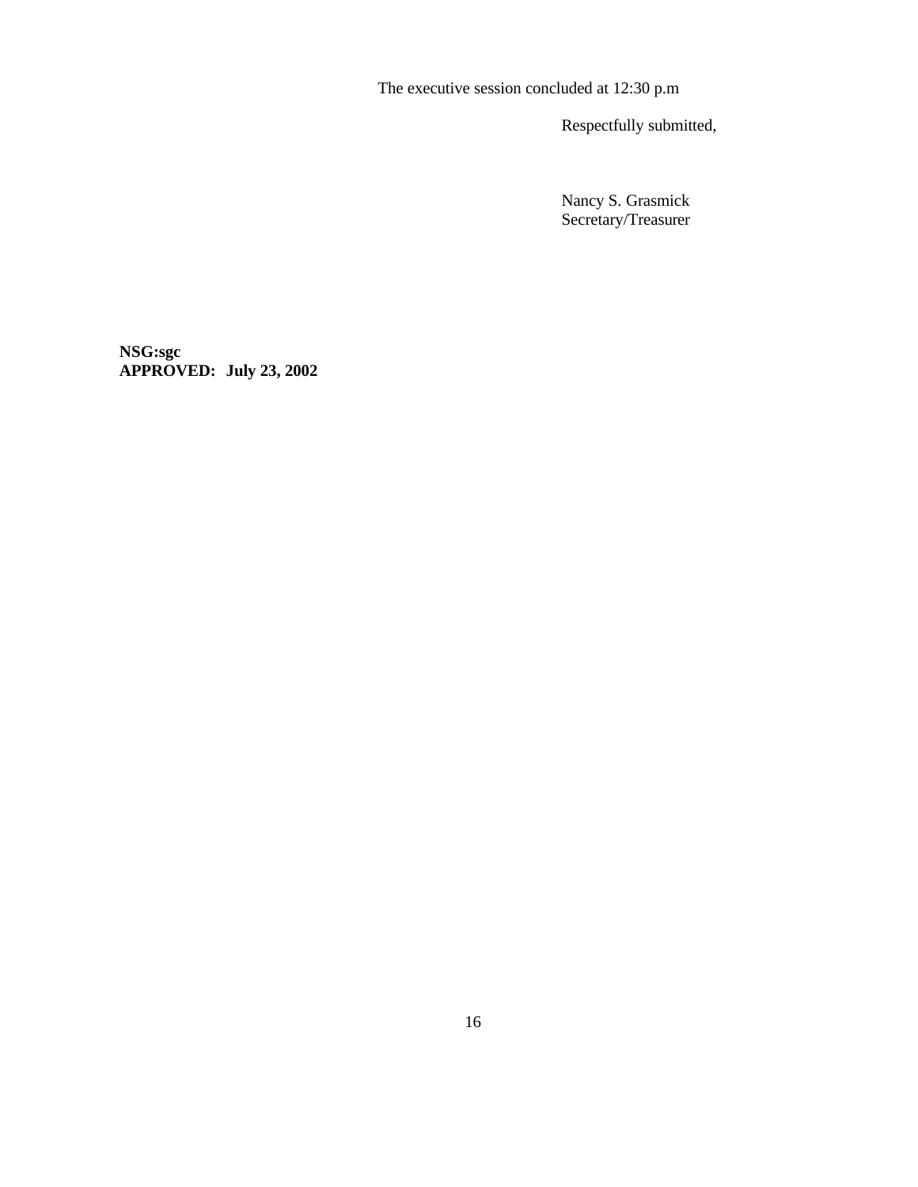The executive session concluded at 12:30 p.m

Respectfully submitted,

Nancy S. Grasmick
Secretary/Treasurer

**NSG:sgc**
**APPROVED: July 23, 2002**